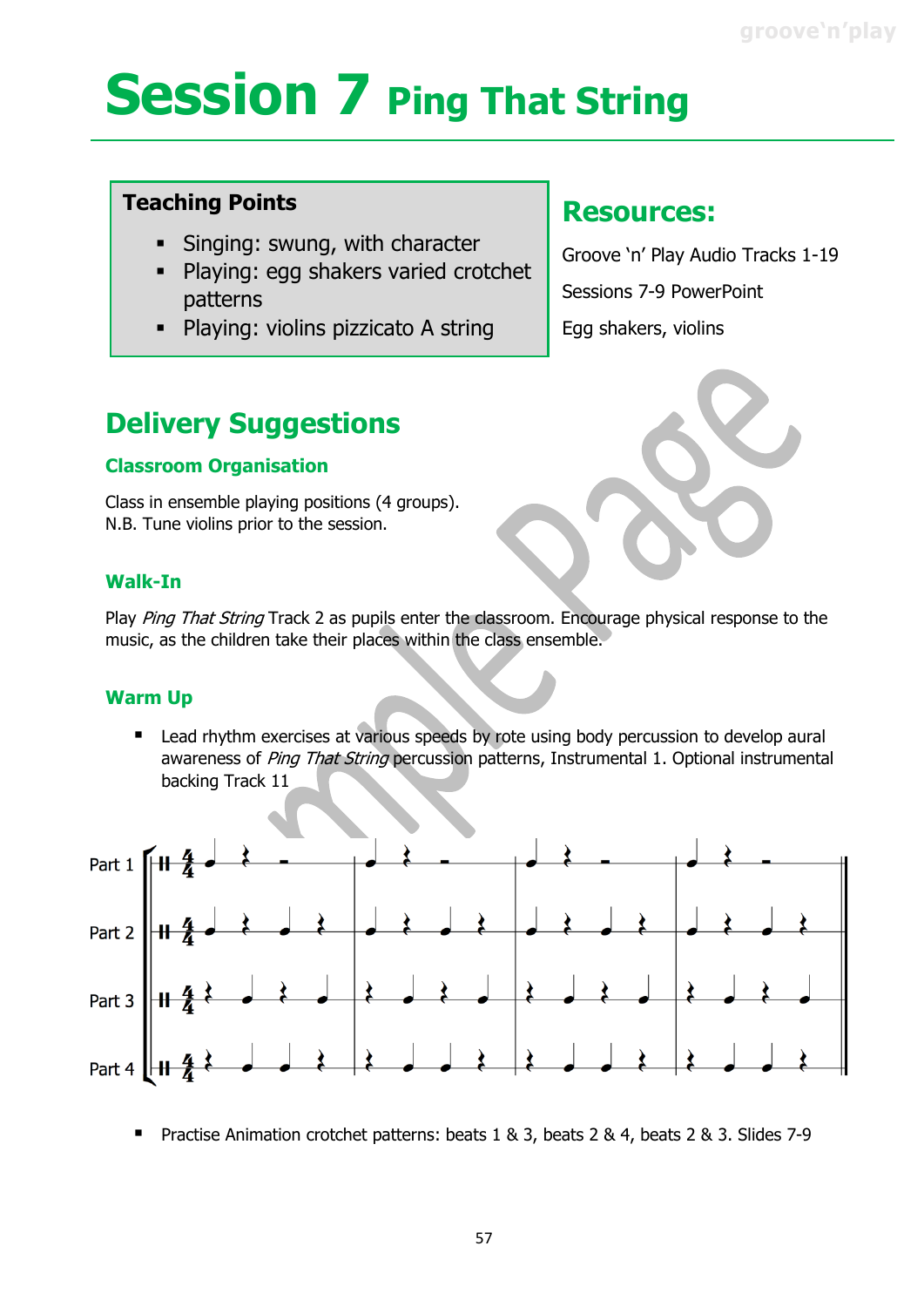# Session 7 Ping That String

**Teaching Points**

- Singing: swung, with character
- Playing: egg shakers varied crotchet patterns
- Playing: violins pizzicato A string

## Resources:

Groove 'n' Play Audio Tracks 1-19

Sessions 7-9 PowerPoint

Egg shakers, violins

## Delivery Suggestions

### Classroom Organisation

Class in ensemble playing positions (4 groups).
N.B. Tune violins prior to the session.

### Walk-In

Play *Ping That String* Track 2 as pupils enter the classroom. Encourage physical response to the music, as the children take their places within the class ensemble.

### Warm Up

- Lead rhythm exercises at various speeds by rote using body percussion to develop aural awareness of *Ping That String* percussion patterns, Instrumental 1. Optional instrumental backing Track 11

Part 1

Part 2

Part 3

Part 4

- Practise Animation crotchet patterns: beats 1 & 3, beats 2 & 4, beats 2 & 3. Slides 7-9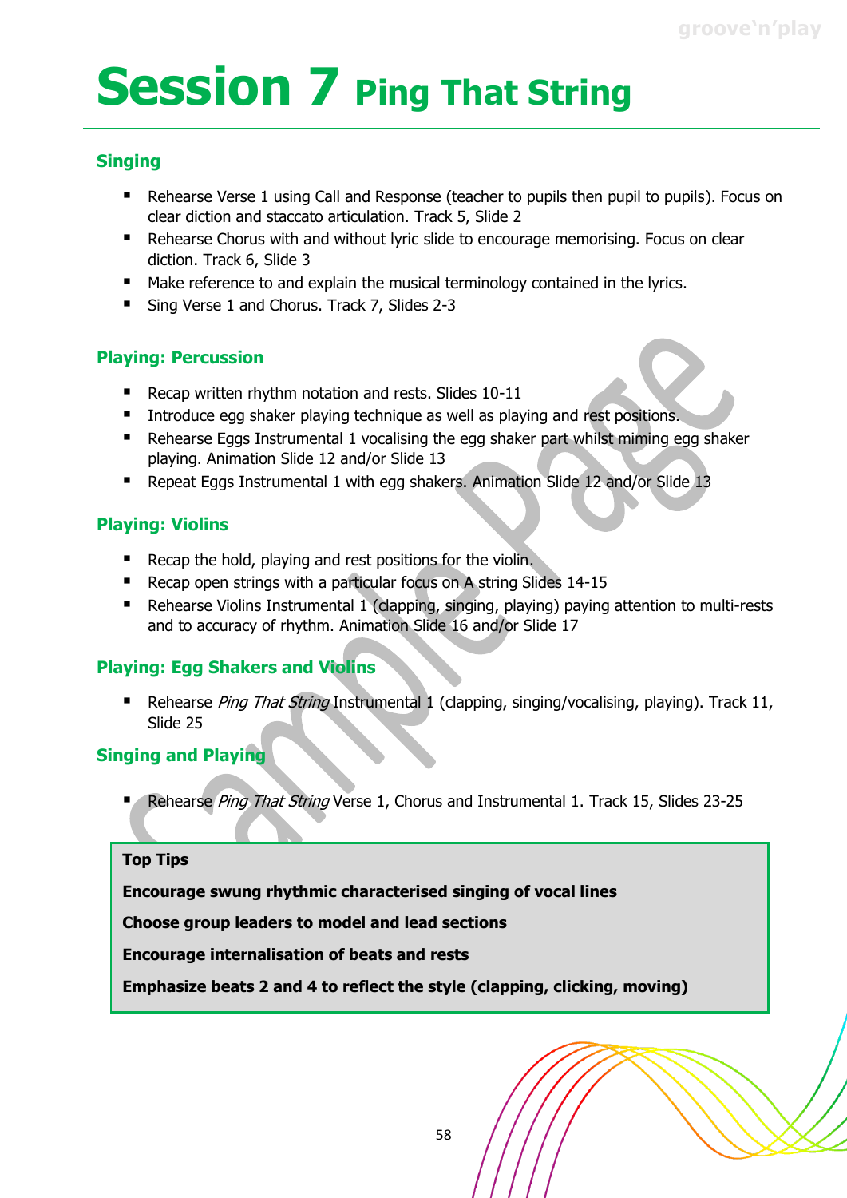# Session 7 Ping That String

## Singing

- Rehearse Verse 1 using Call and Response (teacher to pupils then pupil to pupils). Focus on clear diction and staccato articulation. Track 5, Slide 2
- Rehearse Chorus with and without lyric slide to encourage memorising. Focus on clear diction. Track 6, Slide 3
- Make reference to and explain the musical terminology contained in the lyrics.
- Sing Verse 1 and Chorus. Track 7, Slides 2-3

## Playing: Percussion

- Recap written rhythm notation and rests. Slides 10-11
- Introduce egg shaker playing technique as well as playing and rest positions.
- Rehearse Eggs Instrumental 1 vocalising the egg shaker part whilst miming egg shaker playing. Animation Slide 12 and/or Slide 13
- Repeat Eggs Instrumental 1 with egg shakers. Animation Slide 12 and/or Slide 13

## Playing: Violins

- Recap the hold, playing and rest positions for the violin.
- Recap open strings with a particular focus on A string Slides 14-15
- Rehearse Violins Instrumental 1 (clapping, singing, playing) paying attention to multi-rests and to accuracy of rhythm. Animation Slide 16 and/or Slide 17

## Playing: Egg Shakers and Violins

- Rehearse *Ping That String* Instrumental 1 (clapping, singing/vocalising, playing). Track 11, Slide 25

## Singing and Playing

- Rehearse *Ping That String* Verse 1, Chorus and Instrumental 1. Track 15, Slides 23-25

**Top Tips**

**Encourage swung rhythmic characterised singing of vocal lines**

**Choose group leaders to model and lead sections**

**Encourage internalisation of beats and rests**

**Emphasize beats 2 and 4 to reflect the style (clapping, clicking, moving)**